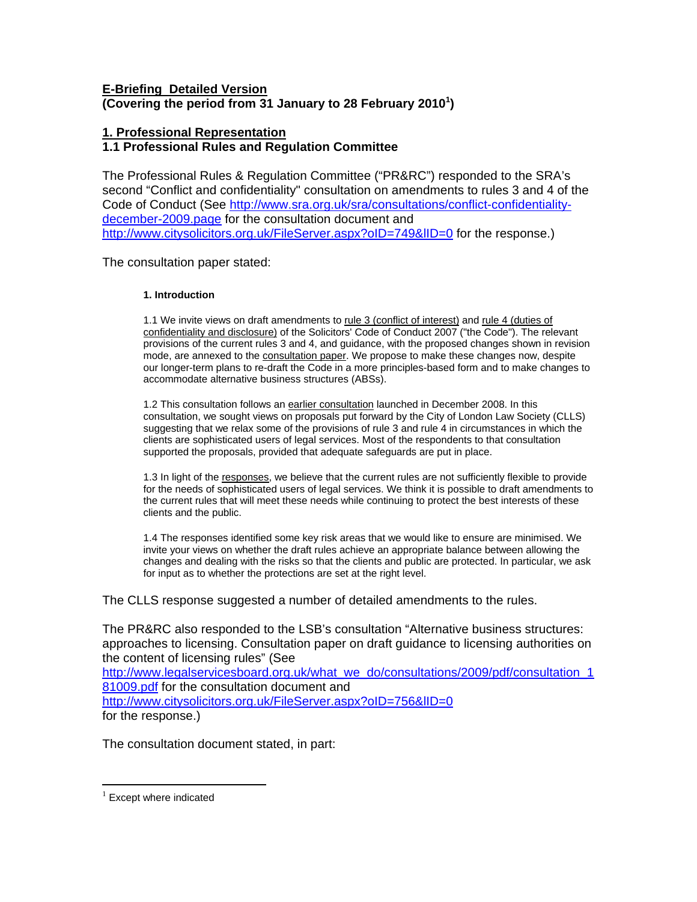**E-Briefing Detailed Version**
**(Covering the period from 31 January to 28 February 2010[1])**

## 1. Professional Representation

### 1.1 Professional Rules and Regulation Committee

The Professional Rules & Regulation Committee ("PR&RC") responded to the SRA's second "Conflict and confidentiality" consultation on amendments to rules 3 and 4 of the Code of Conduct (See http://www.sra.org.uk/sra/consultations/conflict-confidentiality-december-2009.page for the consultation document and http://www.citysolicitors.org.uk/FileServer.aspx?oID=749&lID=0 for the response.)

The consultation paper stated:

> **1. Introduction**
>
> 1.1 We invite views on draft amendments to rule 3 (conflict of interest) and rule 4 (duties of confidentiality and disclosure) of the Solicitors' Code of Conduct 2007 ("the Code"). The relevant provisions of the current rules 3 and 4, and guidance, with the proposed changes shown in revision mode, are annexed to the consultation paper. We propose to make these changes now, despite our longer-term plans to re-draft the Code in a more principles-based form and to make changes to accommodate alternative business structures (ABSs).
>
> 1.2 This consultation follows an earlier consultation launched in December 2008. In this consultation, we sought views on proposals put forward by the City of London Law Society (CLLS) suggesting that we relax some of the provisions of rule 3 and rule 4 in circumstances in which the clients are sophisticated users of legal services. Most of the respondents to that consultation supported the proposals, provided that adequate safeguards are put in place.
>
> 1.3 In light of the responses, we believe that the current rules are not sufficiently flexible to provide for the needs of sophisticated users of legal services. We think it is possible to draft amendments to the current rules that will meet these needs while continuing to protect the best interests of these clients and the public.
>
> 1.4 The responses identified some key risk areas that we would like to ensure are minimised. We invite your views on whether the draft rules achieve an appropriate balance between allowing the changes and dealing with the risks so that the clients and public are protected. In particular, we ask for input as to whether the protections are set at the right level.

The CLLS response suggested a number of detailed amendments to the rules.

The PR&RC also responded to the LSB's consultation "Alternative business structures: approaches to licensing. Consultation paper on draft guidance to licensing authorities on the content of licensing rules" (See http://www.legalservicesboard.org.uk/what_we_do/consultations/2009/pdf/consultation_181009.pdf for the consultation document and http://www.citysolicitors.org.uk/FileServer.aspx?oID=756&lID=0 for the response.)

The consultation document stated, in part:

---

[1] Except where indicated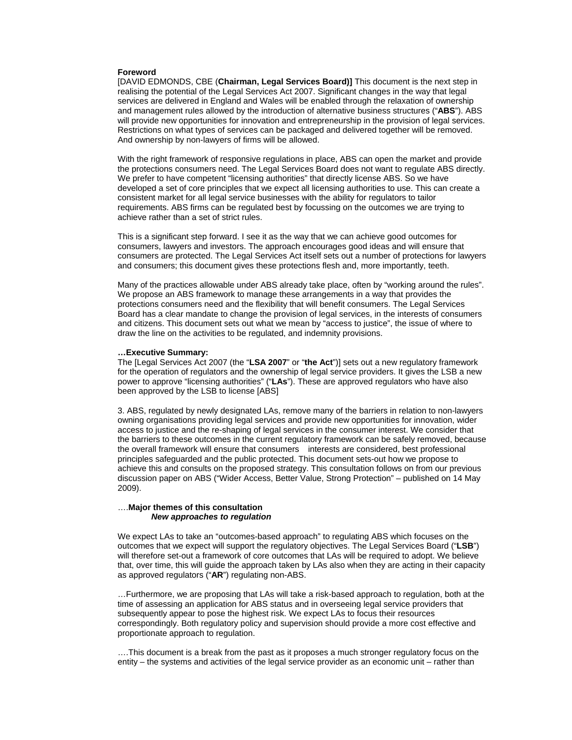**Foreword**

[DAVID EDMONDS, CBE (**Chairman, Legal Services Board)]** This document is the next step in realising the potential of the Legal Services Act 2007. Significant changes in the way that legal services are delivered in England and Wales will be enabled through the relaxation of ownership and management rules allowed by the introduction of alternative business structures ("**ABS**"). ABS will provide new opportunities for innovation and entrepreneurship in the provision of legal services. Restrictions on what types of services can be packaged and delivered together will be removed. And ownership by non-lawyers of firms will be allowed.

With the right framework of responsive regulations in place, ABS can open the market and provide the protections consumers need. The Legal Services Board does not want to regulate ABS directly. We prefer to have competent "licensing authorities" that directly license ABS. So we have developed a set of core principles that we expect all licensing authorities to use. This can create a consistent market for all legal service businesses with the ability for regulators to tailor requirements. ABS firms can be regulated best by focussing on the outcomes we are trying to achieve rather than a set of strict rules.

This is a significant step forward. I see it as the way that we can achieve good outcomes for consumers, lawyers and investors. The approach encourages good ideas and will ensure that consumers are protected. The Legal Services Act itself sets out a number of protections for lawyers and consumers; this document gives these protections flesh and, more importantly, teeth.

Many of the practices allowable under ABS already take place, often by "working around the rules". We propose an ABS framework to manage these arrangements in a way that provides the protections consumers need and the flexibility that will benefit consumers. The Legal Services Board has a clear mandate to change the provision of legal services, in the interests of consumers and citizens. This document sets out what we mean by "access to justice", the issue of where to draw the line on the activities to be regulated, and indemnity provisions.

**…Executive Summary:**

The [Legal Services Act 2007 (the "**LSA 2007**" or "**the Act**")] sets out a new regulatory framework for the operation of regulators and the ownership of legal service providers. It gives the LSB a new power to approve "licensing authorities" ("**LAs**"). These are approved regulators who have also been approved by the LSB to license [ABS]

3. ABS, regulated by newly designated LAs, remove many of the barriers in relation to non-lawyers owning organisations providing legal services and provide new opportunities for innovation, wider access to justice and the re-shaping of legal services in the consumer interest. We consider that the barriers to these outcomes in the current regulatory framework can be safely removed, because the overall framework will ensure that consumers interests are considered, best professional principles safeguarded and the public protected. This document sets-out how we propose to achieve this and consults on the proposed strategy. This consultation follows on from our previous discussion paper on ABS ("Wider Access, Better Value, Strong Protection" – published on 14 May 2009).

….**Major themes of this consultation**

***New approaches to regulation***

We expect LAs to take an "outcomes-based approach" to regulating ABS which focuses on the outcomes that we expect will support the regulatory objectives. The Legal Services Board ("**LSB**") will therefore set-out a framework of core outcomes that LAs will be required to adopt. We believe that, over time, this will guide the approach taken by LAs also when they are acting in their capacity as approved regulators ("**AR**") regulating non-ABS.

…Furthermore, we are proposing that LAs will take a risk-based approach to regulation, both at the time of assessing an application for ABS status and in overseeing legal service providers that subsequently appear to pose the highest risk. We expect LAs to focus their resources correspondingly. Both regulatory policy and supervision should provide a more cost effective and proportionate approach to regulation.

….This document is a break from the past as it proposes a much stronger regulatory focus on the entity – the systems and activities of the legal service provider as an economic unit – rather than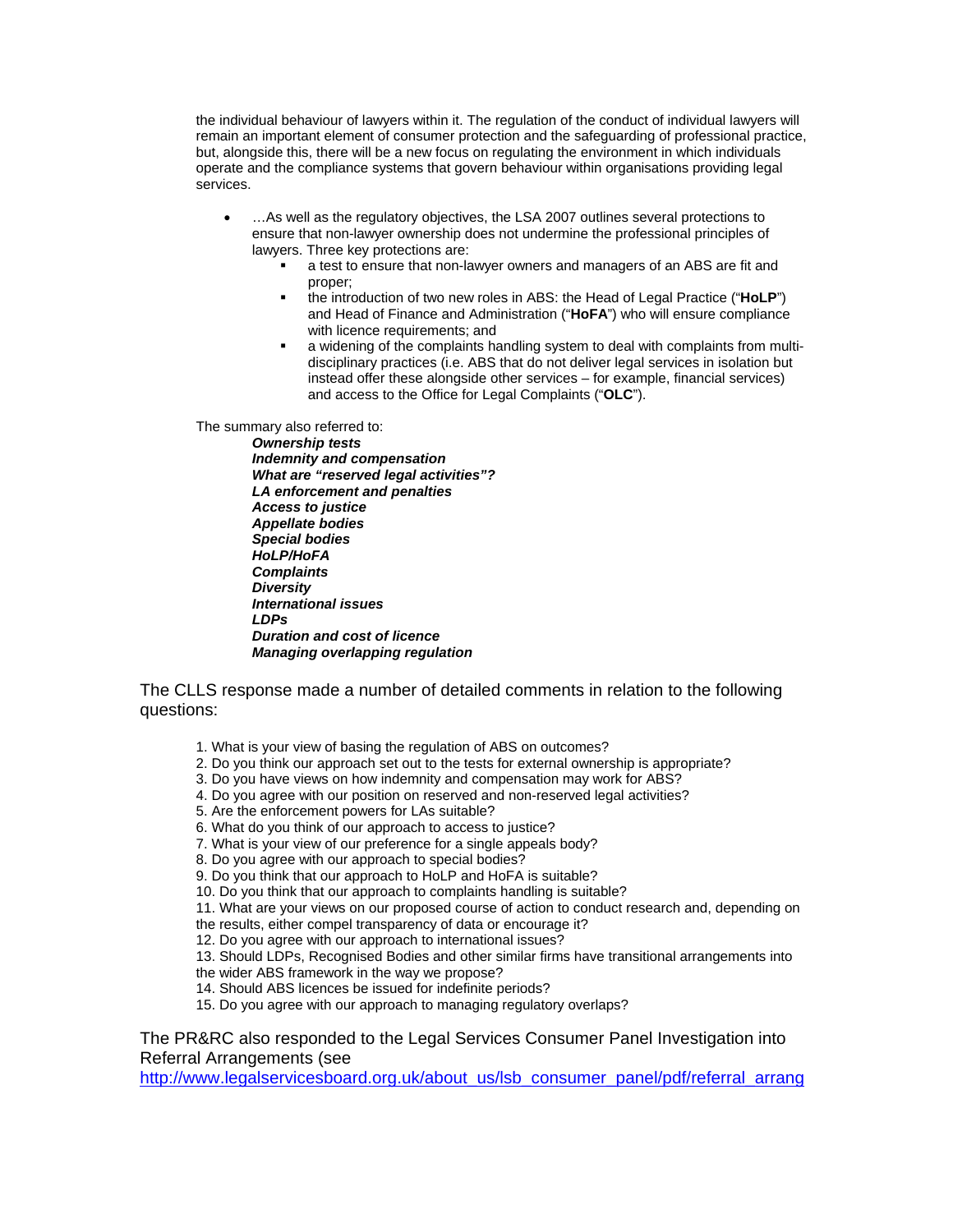the individual behaviour of lawyers within it. The regulation of the conduct of individual lawyers will remain an important element of consumer protection and the safeguarding of professional practice, but, alongside this, there will be a new focus on regulating the environment in which individuals operate and the compliance systems that govern behaviour within organisations providing legal services.

- …As well as the regulatory objectives, the LSA 2007 outlines several protections to ensure that non-lawyer ownership does not undermine the professional principles of lawyers. Three key protections are:
  - a test to ensure that non-lawyer owners and managers of an ABS are fit and proper;
  - the introduction of two new roles in ABS: the Head of Legal Practice ("**HoLP**") and Head of Finance and Administration ("**HoFA**") who will ensure compliance with licence requirements; and
  - a widening of the complaints handling system to deal with complaints from multi-disciplinary practices (i.e. ABS that do not deliver legal services in isolation but instead offer these alongside other services – for example, financial services) and access to the Office for Legal Complaints ("**OLC**").

The summary also referred to:

***Ownership tests***
***Indemnity and compensation***
***What are "reserved legal activities"?***
***LA enforcement and penalties***
***Access to justice***
***Appellate bodies***
***Special bodies***
***HoLP/HoFA***
***Complaints***
***Diversity***
***International issues***
***LDPs***
***Duration and cost of licence***
***Managing overlapping regulation***

The CLLS response made a number of detailed comments in relation to the following questions:

1. What is your view of basing the regulation of ABS on outcomes?
2. Do you think our approach set out to the tests for external ownership is appropriate?
3. Do you have views on how indemnity and compensation may work for ABS?
4. Do you agree with our position on reserved and non-reserved legal activities?
5. Are the enforcement powers for LAs suitable?
6. What do you think of our approach to access to justice?
7. What is your view of our preference for a single appeals body?
8. Do you agree with our approach to special bodies?
9. Do you think that our approach to HoLP and HoFA is suitable?
10. Do you think that our approach to complaints handling is suitable?
11. What are your views on our proposed course of action to conduct research and, depending on the results, either compel transparency of data or encourage it?
12. Do you agree with our approach to international issues?
13. Should LDPs, Recognised Bodies and other similar firms have transitional arrangements into the wider ABS framework in the way we propose?
14. Should ABS licences be issued for indefinite periods?
15. Do you agree with our approach to managing regulatory overlaps?

The PR&RC also responded to the Legal Services Consumer Panel Investigation into Referral Arrangements (see http://www.legalservicesboard.org.uk/about_us/lsb_consumer_panel/pdf/referral_arrang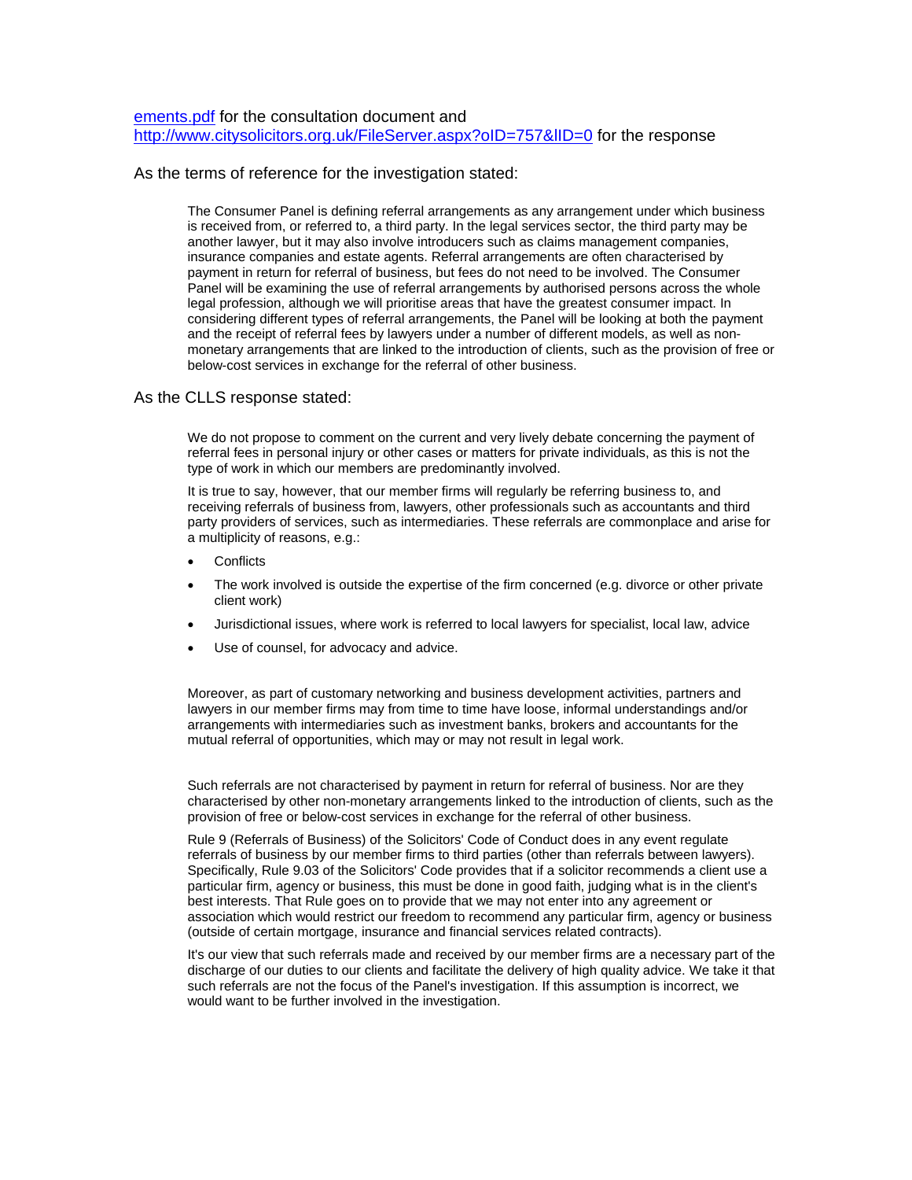ements.pdf for the consultation document and http://www.citysolicitors.org.uk/FileServer.aspx?oID=757&lID=0 for the response

As the terms of reference for the investigation stated:

> The Consumer Panel is defining referral arrangements as any arrangement under which business is received from, or referred to, a third party. In the legal services sector, the third party may be another lawyer, but it may also involve introducers such as claims management companies, insurance companies and estate agents. Referral arrangements are often characterised by payment in return for referral of business, but fees do not need to be involved. The Consumer Panel will be examining the use of referral arrangements by authorised persons across the whole legal profession, although we will prioritise areas that have the greatest consumer impact. In considering different types of referral arrangements, the Panel will be looking at both the payment and the receipt of referral fees by lawyers under a number of different models, as well as non-monetary arrangements that are linked to the introduction of clients, such as the provision of free or below-cost services in exchange for the referral of other business.

As the CLLS response stated:

> We do not propose to comment on the current and very lively debate concerning the payment of referral fees in personal injury or other cases or matters for private individuals, as this is not the type of work in which our members are predominantly involved.
>
> It is true to say, however, that our member firms will regularly be referring business to, and receiving referrals of business from, lawyers, other professionals such as accountants and third party providers of services, such as intermediaries. These referrals are commonplace and arise for a multiplicity of reasons, e.g.:
>
> - Conflicts
> - The work involved is outside the expertise of the firm concerned (e.g. divorce or other private client work)
> - Jurisdictional issues, where work is referred to local lawyers for specialist, local law, advice
> - Use of counsel, for advocacy and advice.
>
> Moreover, as part of customary networking and business development activities, partners and lawyers in our member firms may from time to time have loose, informal understandings and/or arrangements with intermediaries such as investment banks, brokers and accountants for the mutual referral of opportunities, which may or may not result in legal work.
>
> Such referrals are not characterised by payment in return for referral of business. Nor are they characterised by other non-monetary arrangements linked to the introduction of clients, such as the provision of free or below-cost services in exchange for the referral of other business.
>
> Rule 9 (Referrals of Business) of the Solicitors' Code of Conduct does in any event regulate referrals of business by our member firms to third parties (other than referrals between lawyers). Specifically, Rule 9.03 of the Solicitors' Code provides that if a solicitor recommends a client use a particular firm, agency or business, this must be done in good faith, judging what is in the client's best interests. That Rule goes on to provide that we may not enter into any agreement or association which would restrict our freedom to recommend any particular firm, agency or business (outside of certain mortgage, insurance and financial services related contracts).
>
> It's our view that such referrals made and received by our member firms are a necessary part of the discharge of our duties to our clients and facilitate the delivery of high quality advice. We take it that such referrals are not the focus of the Panel's investigation. If this assumption is incorrect, we would want to be further involved in the investigation.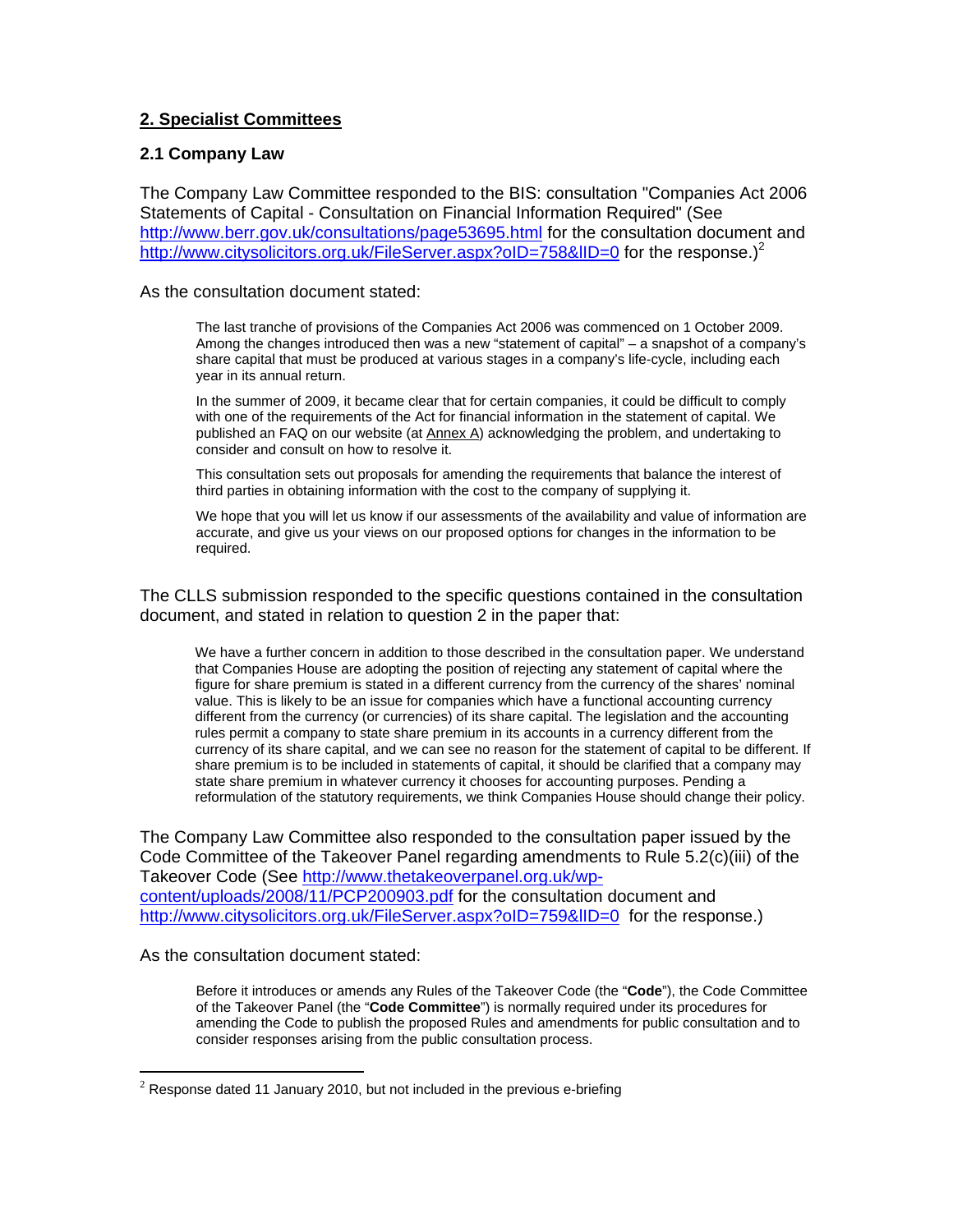## 2. Specialist Committees

### 2.1 Company Law

The Company Law Committee responded to the BIS: consultation "Companies Act 2006 Statements of Capital - Consultation on Financial Information Required" (See http://www.berr.gov.uk/consultations/page53695.html for the consultation document and http://www.citysolicitors.org.uk/FileServer.aspx?oID=758&lID=0 for the response.)[2]

As the consultation document stated:

> The last tranche of provisions of the Companies Act 2006 was commenced on 1 October 2009. Among the changes introduced then was a new "statement of capital" – a snapshot of a company's share capital that must be produced at various stages in a company's life-cycle, including each year in its annual return.
>
> In the summer of 2009, it became clear that for certain companies, it could be difficult to comply with one of the requirements of the Act for financial information in the statement of capital. We published an FAQ on our website (at Annex A) acknowledging the problem, and undertaking to consider and consult on how to resolve it.
>
> This consultation sets out proposals for amending the requirements that balance the interest of third parties in obtaining information with the cost to the company of supplying it.
>
> We hope that you will let us know if our assessments of the availability and value of information are accurate, and give us your views on our proposed options for changes in the information to be required.

The CLLS submission responded to the specific questions contained in the consultation document, and stated in relation to question 2 in the paper that:

> We have a further concern in addition to those described in the consultation paper. We understand that Companies House are adopting the position of rejecting any statement of capital where the figure for share premium is stated in a different currency from the currency of the shares' nominal value. This is likely to be an issue for companies which have a functional accounting currency different from the currency (or currencies) of its share capital. The legislation and the accounting rules permit a company to state share premium in its accounts in a currency different from the currency of its share capital, and we can see no reason for the statement of capital to be different. If share premium is to be included in statements of capital, it should be clarified that a company may state share premium in whatever currency it chooses for accounting purposes. Pending a reformulation of the statutory requirements, we think Companies House should change their policy.

The Company Law Committee also responded to the consultation paper issued by the Code Committee of the Takeover Panel regarding amendments to Rule 5.2(c)(iii) of the Takeover Code (See http://www.thetakeoverpanel.org.uk/wp-content/uploads/2008/11/PCP200903.pdf for the consultation document and http://www.citysolicitors.org.uk/FileServer.aspx?oID=759&lID=0 for the response.)

As the consultation document stated:

> Before it introduces or amends any Rules of the Takeover Code (the "**Code**"), the Code Committee of the Takeover Panel (the "**Code Committee**") is normally required under its procedures for amending the Code to publish the proposed Rules and amendments for public consultation and to consider responses arising from the public consultation process.

[2] Response dated 11 January 2010, but not included in the previous e-briefing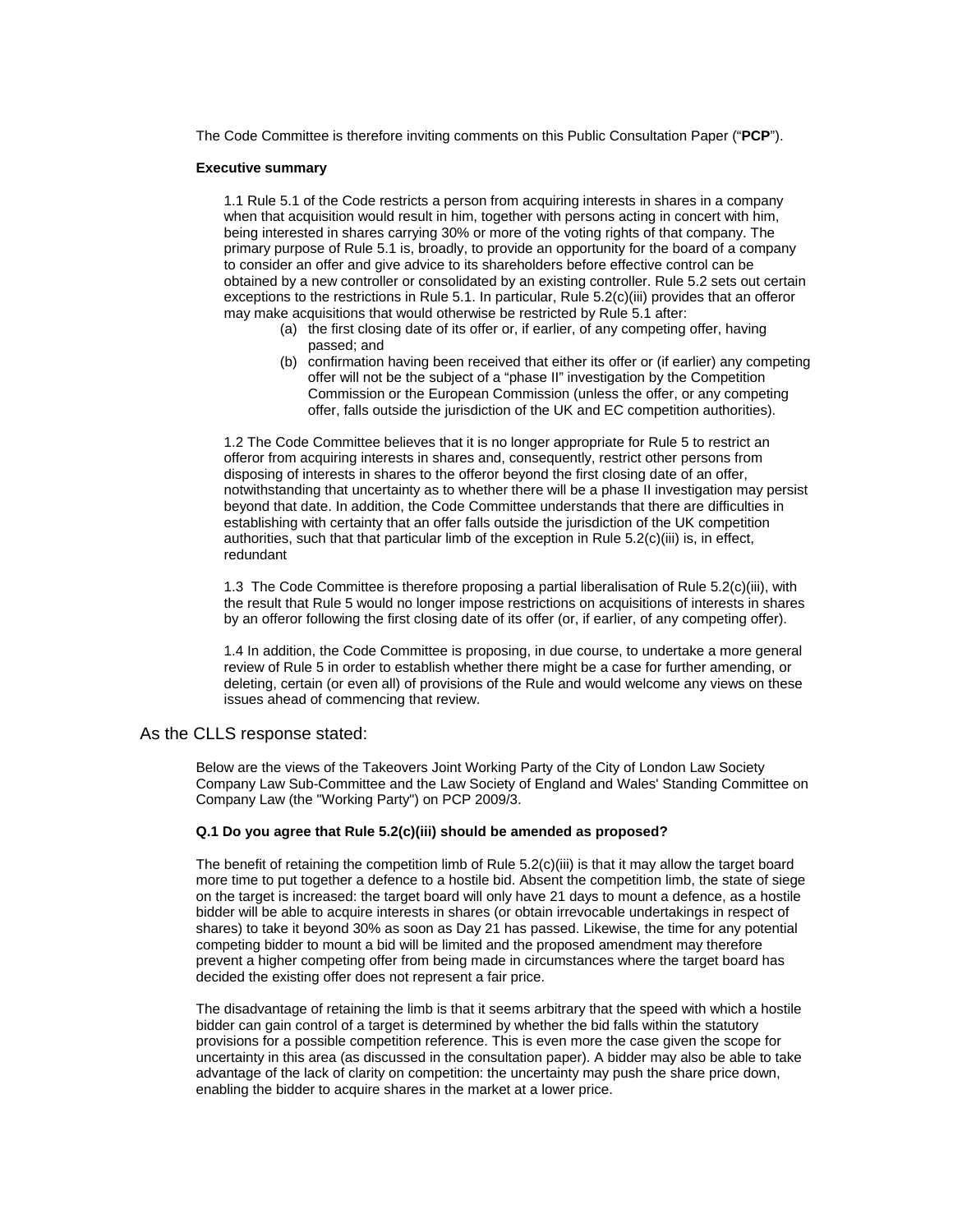The Code Committee is therefore inviting comments on this Public Consultation Paper ("**PCP**").

**Executive summary**

1.1 Rule 5.1 of the Code restricts a person from acquiring interests in shares in a company when that acquisition would result in him, together with persons acting in concert with him, being interested in shares carrying 30% or more of the voting rights of that company. The primary purpose of Rule 5.1 is, broadly, to provide an opportunity for the board of a company to consider an offer and give advice to its shareholders before effective control can be obtained by a new controller or consolidated by an existing controller. Rule 5.2 sets out certain exceptions to the restrictions in Rule 5.1. In particular, Rule 5.2(c)(iii) provides that an offeror may make acquisitions that would otherwise be restricted by Rule 5.1 after:

(a) the first closing date of its offer or, if earlier, of any competing offer, having passed; and

(b) confirmation having been received that either its offer or (if earlier) any competing offer will not be the subject of a "phase II" investigation by the Competition Commission or the European Commission (unless the offer, or any competing offer, falls outside the jurisdiction of the UK and EC competition authorities).

1.2 The Code Committee believes that it is no longer appropriate for Rule 5 to restrict an offeror from acquiring interests in shares and, consequently, restrict other persons from disposing of interests in shares to the offeror beyond the first closing date of an offer, notwithstanding that uncertainty as to whether there will be a phase II investigation may persist beyond that date. In addition, the Code Committee understands that there are difficulties in establishing with certainty that an offer falls outside the jurisdiction of the UK competition authorities, such that that particular limb of the exception in Rule 5.2(c)(iii) is, in effect, redundant

1.3 The Code Committee is therefore proposing a partial liberalisation of Rule 5.2(c)(iii), with the result that Rule 5 would no longer impose restrictions on acquisitions of interests in shares by an offeror following the first closing date of its offer (or, if earlier, of any competing offer).

1.4 In addition, the Code Committee is proposing, in due course, to undertake a more general review of Rule 5 in order to establish whether there might be a case for further amending, or deleting, certain (or even all) of provisions of the Rule and would welcome any views on these issues ahead of commencing that review.

As the CLLS response stated:

Below are the views of the Takeovers Joint Working Party of the City of London Law Society Company Law Sub-Committee and the Law Society of England and Wales' Standing Committee on Company Law (the "Working Party") on PCP 2009/3.

**Q.1 Do you agree that Rule 5.2(c)(iii) should be amended as proposed?**

The benefit of retaining the competition limb of Rule 5.2(c)(iii) is that it may allow the target board more time to put together a defence to a hostile bid. Absent the competition limb, the state of siege on the target is increased: the target board will only have 21 days to mount a defence, as a hostile bidder will be able to acquire interests in shares (or obtain irrevocable undertakings in respect of shares) to take it beyond 30% as soon as Day 21 has passed. Likewise, the time for any potential competing bidder to mount a bid will be limited and the proposed amendment may therefore prevent a higher competing offer from being made in circumstances where the target board has decided the existing offer does not represent a fair price.

The disadvantage of retaining the limb is that it seems arbitrary that the speed with which a hostile bidder can gain control of a target is determined by whether the bid falls within the statutory provisions for a possible competition reference. This is even more the case given the scope for uncertainty in this area (as discussed in the consultation paper). A bidder may also be able to take advantage of the lack of clarity on competition: the uncertainty may push the share price down, enabling the bidder to acquire shares in the market at a lower price.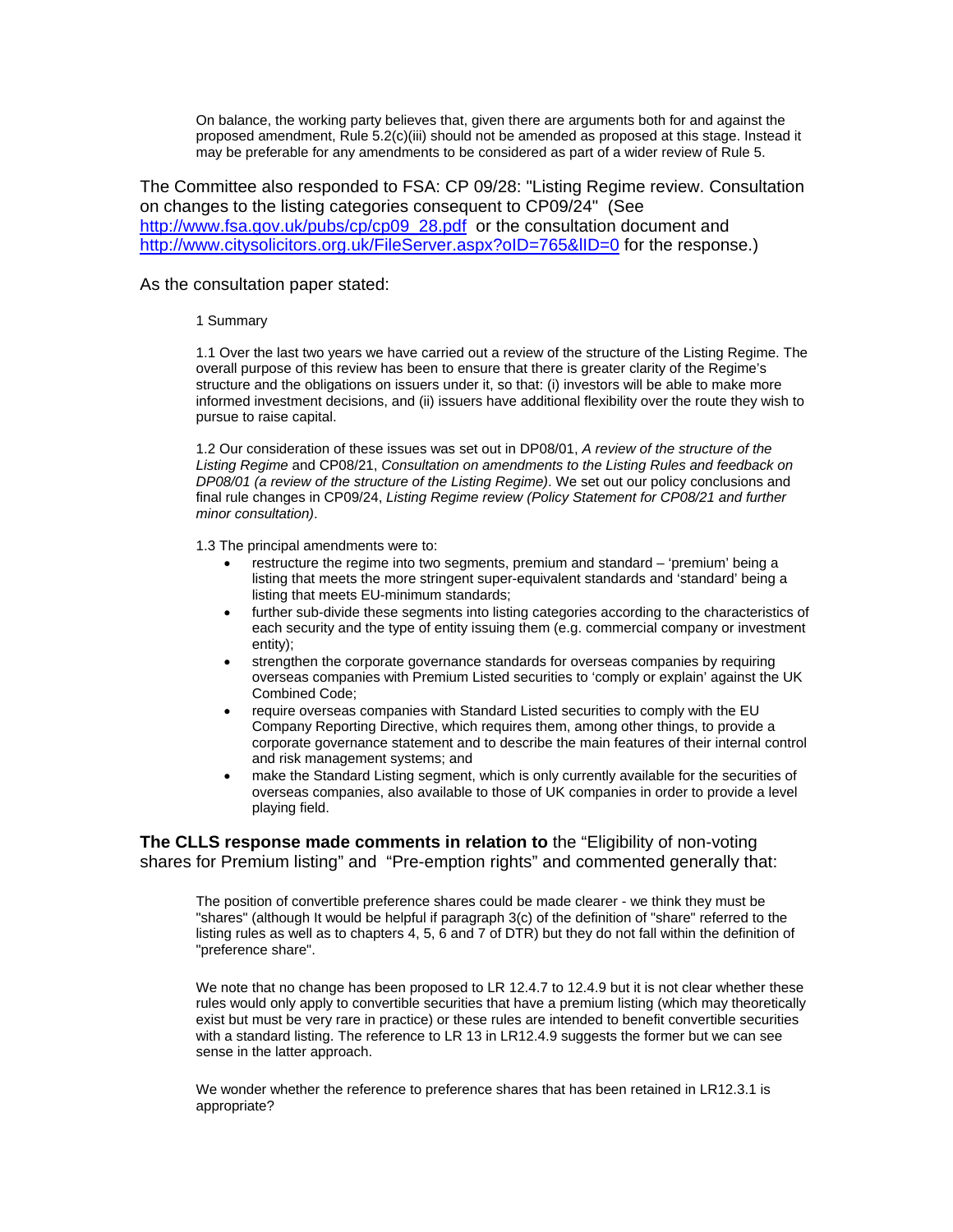> On balance, the working party believes that, given there are arguments both for and against the proposed amendment, Rule 5.2(c)(iii) should not be amended as proposed at this stage. Instead it may be preferable for any amendments to be considered as part of a wider review of Rule 5.

The Committee also responded to FSA: CP 09/28: "Listing Regime review. Consultation on changes to the listing categories consequent to CP09/24" (See http://www.fsa.gov.uk/pubs/cp/cp09_28.pdf or the consultation document and http://www.citysolicitors.org.uk/FileServer.aspx?oID=765&lID=0 for the response.)

As the consultation paper stated:

> 1 Summary
>
> 1.1 Over the last two years we have carried out a review of the structure of the Listing Regime. The overall purpose of this review has been to ensure that there is greater clarity of the Regime's structure and the obligations on issuers under it, so that: (i) investors will be able to make more informed investment decisions, and (ii) issuers have additional flexibility over the route they wish to pursue to raise capital.
>
> 1.2 Our consideration of these issues was set out in DP08/01, *A review of the structure of the Listing Regime* and CP08/21, *Consultation on amendments to the Listing Rules and feedback on DP08/01 (a review of the structure of the Listing Regime)*. We set out our policy conclusions and final rule changes in CP09/24, *Listing Regime review (Policy Statement for CP08/21 and further minor consultation)*.
>
> 1.3 The principal amendments were to:
>
> - restructure the regime into two segments, premium and standard – 'premium' being a listing that meets the more stringent super-equivalent standards and 'standard' being a listing that meets EU-minimum standards;
> - further sub-divide these segments into listing categories according to the characteristics of each security and the type of entity issuing them (e.g. commercial company or investment entity);
> - strengthen the corporate governance standards for overseas companies by requiring overseas companies with Premium Listed securities to 'comply or explain' against the UK Combined Code;
> - require overseas companies with Standard Listed securities to comply with the EU Company Reporting Directive, which requires them, among other things, to provide a corporate governance statement and to describe the main features of their internal control and risk management systems; and
> - make the Standard Listing segment, which is only currently available for the securities of overseas companies, also available to those of UK companies in order to provide a level playing field.

**The CLLS response made comments in relation to** the "Eligibility of non-voting shares for Premium listing" and "Pre-emption rights" and commented generally that:

> The position of convertible preference shares could be made clearer - we think they must be "shares" (although It would be helpful if paragraph 3(c) of the definition of "share" referred to the listing rules as well as to chapters 4, 5, 6 and 7 of DTR) but they do not fall within the definition of "preference share".
>
> We note that no change has been proposed to LR 12.4.7 to 12.4.9 but it is not clear whether these rules would only apply to convertible securities that have a premium listing (which may theoretically exist but must be very rare in practice) or these rules are intended to benefit convertible securities with a standard listing. The reference to LR 13 in LR12.4.9 suggests the former but we can see sense in the latter approach.
>
> We wonder whether the reference to preference shares that has been retained in LR12.3.1 is appropriate?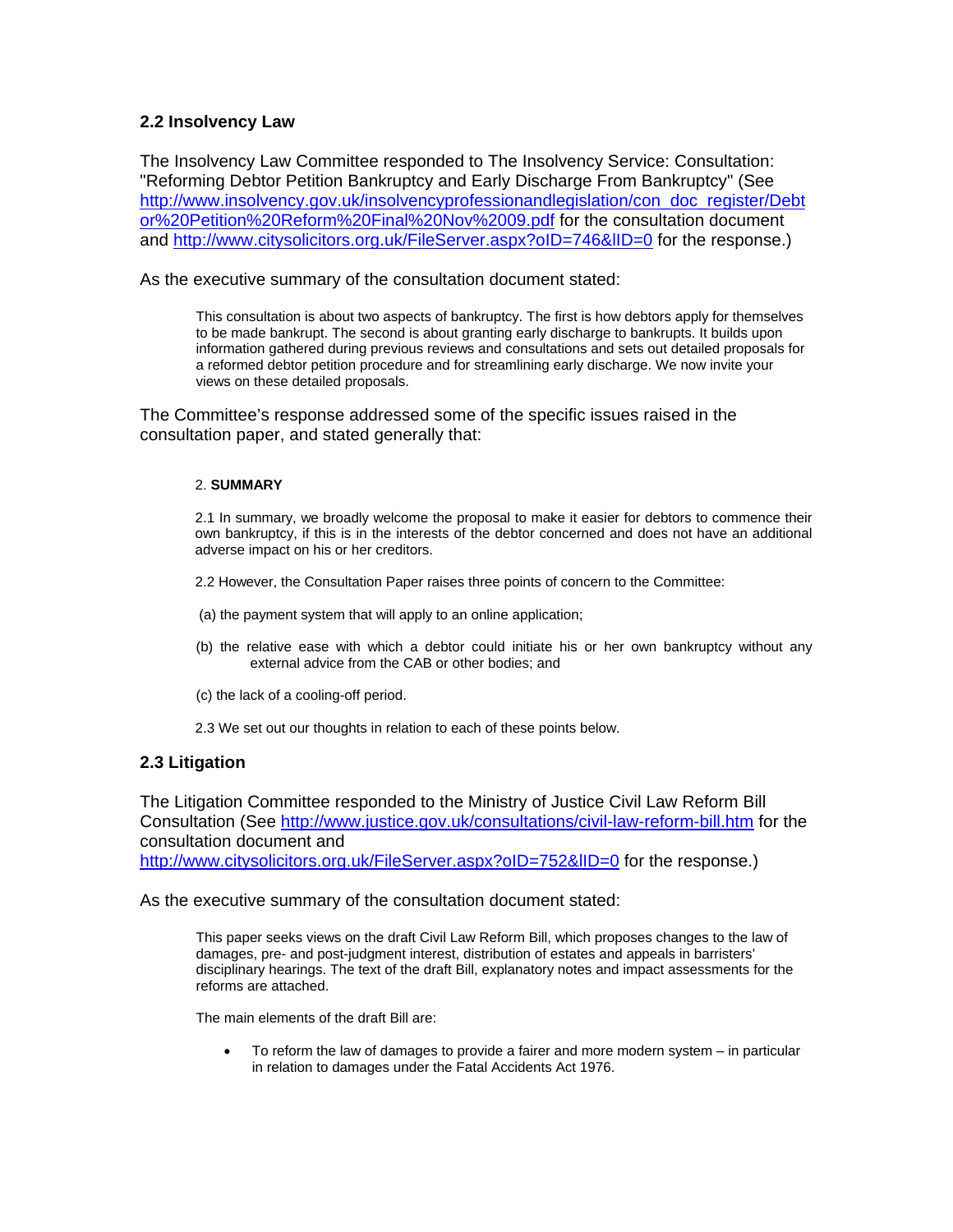## 2.2 Insolvency Law

The Insolvency Law Committee responded to The Insolvency Service: Consultation: "Reforming Debtor Petition Bankruptcy and Early Discharge From Bankruptcy" (See [http://www.insolvency.gov.uk/insolvencyprofessionandlegislation/con_doc_register/Debtor%20Petition%20Reform%20Final%20Nov%2009.pdf](http://www.insolvency.gov.uk/insolvencyprofessionandlegislation/con_doc_register/Debtor%20Petition%20Reform%20Final%20Nov%2009.pdf) for the consultation document and [http://www.citysolicitors.org.uk/FileServer.aspx?oID=746&lID=0](http://www.citysolicitors.org.uk/FileServer.aspx?oID=746&lID=0) for the response.)

As the executive summary of the consultation document stated:

> This consultation is about two aspects of bankruptcy. The first is how debtors apply for themselves to be made bankrupt. The second is about granting early discharge to bankrupts. It builds upon information gathered during previous reviews and consultations and sets out detailed proposals for a reformed debtor petition procedure and for streamlining early discharge. We now invite your views on these detailed proposals.

The Committee's response addressed some of the specific issues raised in the consultation paper, and stated generally that:

> 2. **SUMMARY**
>
> 2.1 In summary, we broadly welcome the proposal to make it easier for debtors to commence their own bankruptcy, if this is in the interests of the debtor concerned and does not have an additional adverse impact on his or her creditors.
>
> 2.2 However, the Consultation Paper raises three points of concern to the Committee:
>
> (a) the payment system that will apply to an online application;
>
> (b) the relative ease with which a debtor could initiate his or her own bankruptcy without any external advice from the CAB or other bodies; and
>
> (c) the lack of a cooling-off period.
>
> 2.3 We set out our thoughts in relation to each of these points below.

## 2.3 Litigation

The Litigation Committee responded to the Ministry of Justice Civil Law Reform Bill Consultation (See [http://www.justice.gov.uk/consultations/civil-law-reform-bill.htm](http://www.justice.gov.uk/consultations/civil-law-reform-bill.htm) for the consultation document and [http://www.citysolicitors.org.uk/FileServer.aspx?oID=752&lID=0](http://www.citysolicitors.org.uk/FileServer.aspx?oID=752&lID=0) for the response.)

As the executive summary of the consultation document stated:

> This paper seeks views on the draft Civil Law Reform Bill, which proposes changes to the law of damages, pre- and post-judgment interest, distribution of estates and appeals in barristers' disciplinary hearings. The text of the draft Bill, explanatory notes and impact assessments for the reforms are attached.
>
> The main elements of the draft Bill are:
>
> - To reform the law of damages to provide a fairer and more modern system – in particular in relation to damages under the Fatal Accidents Act 1976.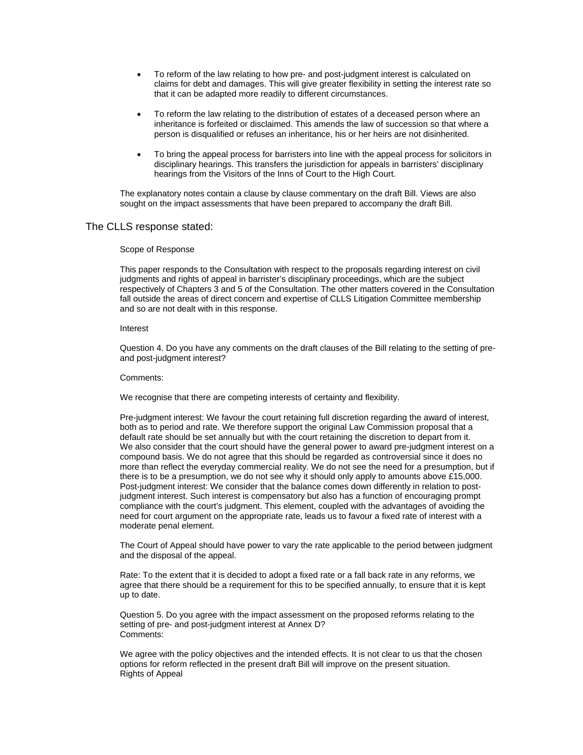- To reform of the law relating to how pre- and post-judgment interest is calculated on claims for debt and damages. This will give greater flexibility in setting the interest rate so that it can be adapted more readily to different circumstances.
- To reform the law relating to the distribution of estates of a deceased person where an inheritance is forfeited or disclaimed. This amends the law of succession so that where a person is disqualified or refuses an inheritance, his or her heirs are not disinherited.
- To bring the appeal process for barristers into line with the appeal process for solicitors in disciplinary hearings. This transfers the jurisdiction for appeals in barristers' disciplinary hearings from the Visitors of the Inns of Court to the High Court.

The explanatory notes contain a clause by clause commentary on the draft Bill. Views are also sought on the impact assessments that have been prepared to accompany the draft Bill.

The CLLS response stated:

Scope of Response

This paper responds to the Consultation with respect to the proposals regarding interest on civil judgments and rights of appeal in barrister's disciplinary proceedings, which are the subject respectively of Chapters 3 and 5 of the Consultation. The other matters covered in the Consultation fall outside the areas of direct concern and expertise of CLLS Litigation Committee membership and so are not dealt with in this response.

Interest

Question 4. Do you have any comments on the draft clauses of the Bill relating to the setting of pre- and post-judgment interest?

Comments:

We recognise that there are competing interests of certainty and flexibility.

Pre-judgment interest: We favour the court retaining full discretion regarding the award of interest, both as to period and rate. We therefore support the original Law Commission proposal that a default rate should be set annually but with the court retaining the discretion to depart from it. We also consider that the court should have the general power to award pre-judgment interest on a compound basis. We do not agree that this should be regarded as controversial since it does no more than reflect the everyday commercial reality. We do not see the need for a presumption, but if there is to be a presumption, we do not see why it should only apply to amounts above £15,000. Post-judgment interest: We consider that the balance comes down differently in relation to post-judgment interest. Such interest is compensatory but also has a function of encouraging prompt compliance with the court's judgment. This element, coupled with the advantages of avoiding the need for court argument on the appropriate rate, leads us to favour a fixed rate of interest with a moderate penal element.

The Court of Appeal should have power to vary the rate applicable to the period between judgment and the disposal of the appeal.

Rate: To the extent that it is decided to adopt a fixed rate or a fall back rate in any reforms, we agree that there should be a requirement for this to be specified annually, to ensure that it is kept up to date.

Question 5. Do you agree with the impact assessment on the proposed reforms relating to the setting of pre- and post-judgment interest at Annex D?
Comments:

We agree with the policy objectives and the intended effects. It is not clear to us that the chosen options for reform reflected in the present draft Bill will improve on the present situation.
Rights of Appeal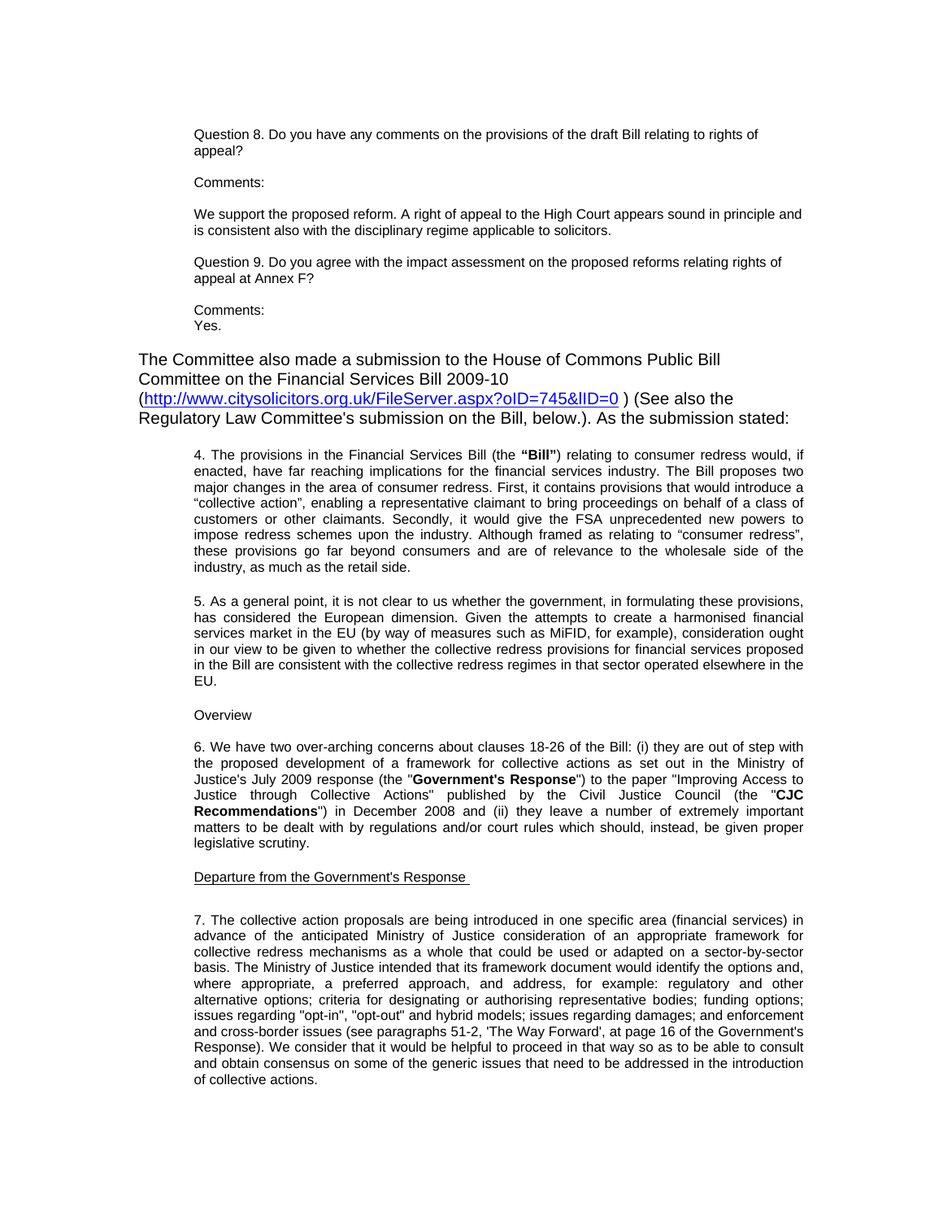Question 8. Do you have any comments on the provisions of the draft Bill relating to rights of appeal?

Comments:

We support the proposed reform. A right of appeal to the High Court appears sound in principle and is consistent also with the disciplinary regime applicable to solicitors.

Question 9. Do you agree with the impact assessment on the proposed reforms relating rights of appeal at Annex F?

Comments:
Yes.

The Committee also made a submission to the House of Commons Public Bill Committee on the Financial Services Bill 2009-10 (http://www.citysolicitors.org.uk/FileServer.aspx?oID=745&lID=0 ) (See also the Regulatory Law Committee's submission on the Bill, below.). As the submission stated:

> 4. The provisions in the Financial Services Bill (the **"Bill"**) relating to consumer redress would, if enacted, have far reaching implications for the financial services industry. The Bill proposes two major changes in the area of consumer redress. First, it contains provisions that would introduce a "collective action", enabling a representative claimant to bring proceedings on behalf of a class of customers or other claimants. Secondly, it would give the FSA unprecedented new powers to impose redress schemes upon the industry. Although framed as relating to "consumer redress", these provisions go far beyond consumers and are of relevance to the wholesale side of the industry, as much as the retail side.
>
> 5. As a general point, it is not clear to us whether the government, in formulating these provisions, has considered the European dimension. Given the attempts to create a harmonised financial services market in the EU (by way of measures such as MiFID, for example), consideration ought in our view to be given to whether the collective redress provisions for financial services proposed in the Bill are consistent with the collective redress regimes in that sector operated elsewhere in the EU.
>
> Overview
>
> 6. We have two over-arching concerns about clauses 18-26 of the Bill: (i) they are out of step with the proposed development of a framework for collective actions as set out in the Ministry of Justice's July 2009 response (the "**Government's Response**") to the paper "Improving Access to Justice through Collective Actions" published by the Civil Justice Council (the "**CJC Recommendations**") in December 2008 and (ii) they leave a number of extremely important matters to be dealt with by regulations and/or court rules which should, instead, be given proper legislative scrutiny.
>
> Departure from the Government's Response
>
> 7. The collective action proposals are being introduced in one specific area (financial services) in advance of the anticipated Ministry of Justice consideration of an appropriate framework for collective redress mechanisms as a whole that could be used or adapted on a sector-by-sector basis. The Ministry of Justice intended that its framework document would identify the options and, where appropriate, a preferred approach, and address, for example: regulatory and other alternative options; criteria for designating or authorising representative bodies; funding options; issues regarding "opt-in", "opt-out" and hybrid models; issues regarding damages; and enforcement and cross-border issues (see paragraphs 51-2, 'The Way Forward', at page 16 of the Government's Response). We consider that it would be helpful to proceed in that way so as to be able to consult and obtain consensus on some of the generic issues that need to be addressed in the introduction of collective actions.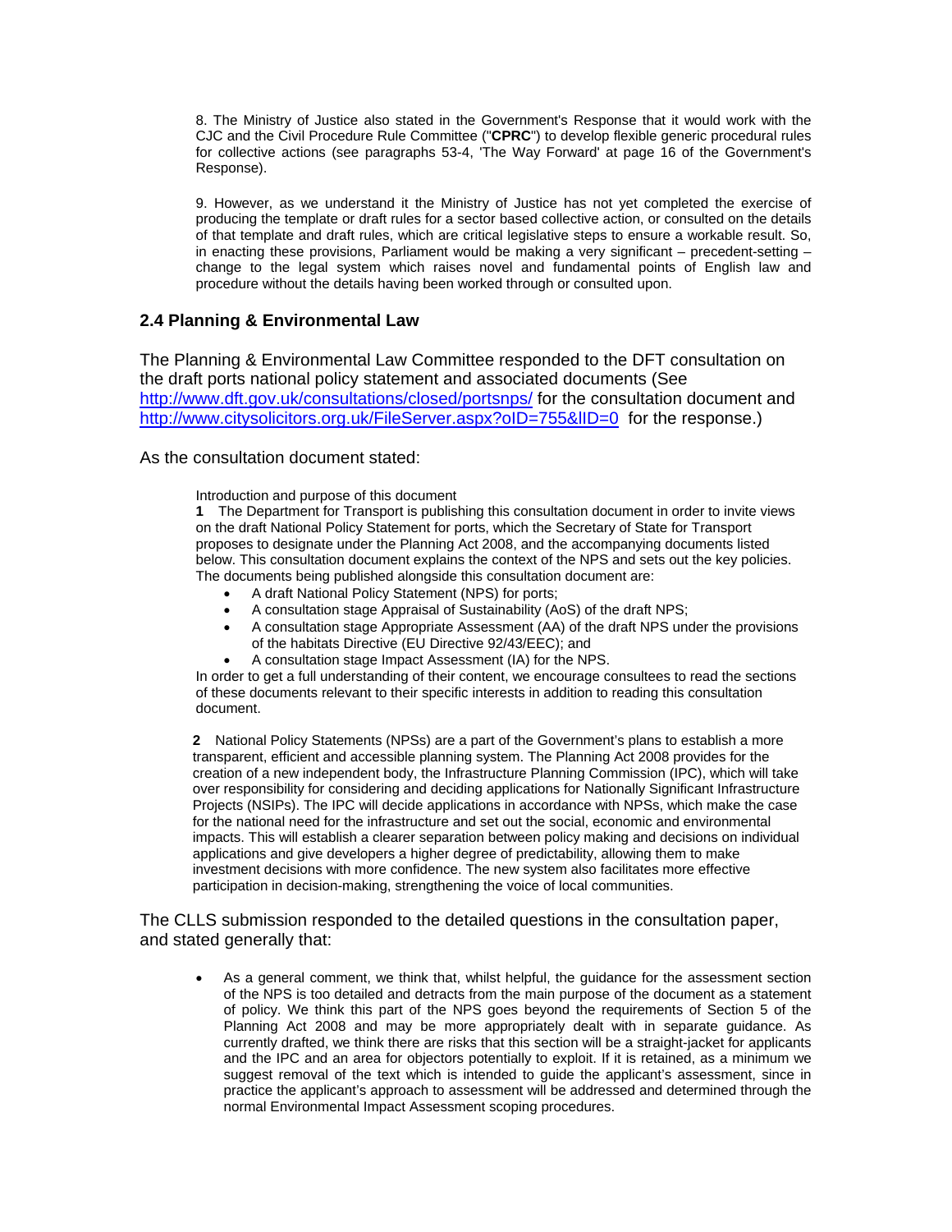8. The Ministry of Justice also stated in the Government's Response that it would work with the CJC and the Civil Procedure Rule Committee ("**CPRC**") to develop flexible generic procedural rules for collective actions (see paragraphs 53-4, 'The Way Forward' at page 16 of the Government's Response).

9. However, as we understand it the Ministry of Justice has not yet completed the exercise of producing the template or draft rules for a sector based collective action, or consulted on the details of that template and draft rules, which are critical legislative steps to ensure a workable result. So, in enacting these provisions, Parliament would be making a very significant – precedent-setting – change to the legal system which raises novel and fundamental points of English law and procedure without the details having been worked through or consulted upon.

### 2.4 Planning & Environmental Law

The Planning & Environmental Law Committee responded to the DFT consultation on the draft ports national policy statement and associated documents (See http://www.dft.gov.uk/consultations/closed/portsnps/ for the consultation document and http://www.citysolicitors.org.uk/FileServer.aspx?oID=755&lID=0 for the response.)

As the consultation document stated:

> Introduction and purpose of this document
>
> **1** The Department for Transport is publishing this consultation document in order to invite views on the draft National Policy Statement for ports, which the Secretary of State for Transport proposes to designate under the Planning Act 2008, and the accompanying documents listed below. This consultation document explains the context of the NPS and sets out the key policies. The documents being published alongside this consultation document are:
>
> - A draft National Policy Statement (NPS) for ports;
> - A consultation stage Appraisal of Sustainability (AoS) of the draft NPS;
> - A consultation stage Appropriate Assessment (AA) of the draft NPS under the provisions of the habitats Directive (EU Directive 92/43/EEC); and
> - A consultation stage Impact Assessment (IA) for the NPS.
>
> In order to get a full understanding of their content, we encourage consultees to read the sections of these documents relevant to their specific interests in addition to reading this consultation document.
>
> **2** National Policy Statements (NPSs) are a part of the Government's plans to establish a more transparent, efficient and accessible planning system. The Planning Act 2008 provides for the creation of a new independent body, the Infrastructure Planning Commission (IPC), which will take over responsibility for considering and deciding applications for Nationally Significant Infrastructure Projects (NSIPs). The IPC will decide applications in accordance with NPSs, which make the case for the national need for the infrastructure and set out the social, economic and environmental impacts. This will establish a clearer separation between policy making and decisions on individual applications and give developers a higher degree of predictability, allowing them to make investment decisions with more confidence. The new system also facilitates more effective participation in decision-making, strengthening the voice of local communities.

The CLLS submission responded to the detailed questions in the consultation paper, and stated generally that:

- As a general comment, we think that, whilst helpful, the guidance for the assessment section of the NPS is too detailed and detracts from the main purpose of the document as a statement of policy. We think this part of the NPS goes beyond the requirements of Section 5 of the Planning Act 2008 and may be more appropriately dealt with in separate guidance. As currently drafted, we think there are risks that this section will be a straight-jacket for applicants and the IPC and an area for objectors potentially to exploit. If it is retained, as a minimum we suggest removal of the text which is intended to guide the applicant's assessment, since in practice the applicant's approach to assessment will be addressed and determined through the normal Environmental Impact Assessment scoping procedures.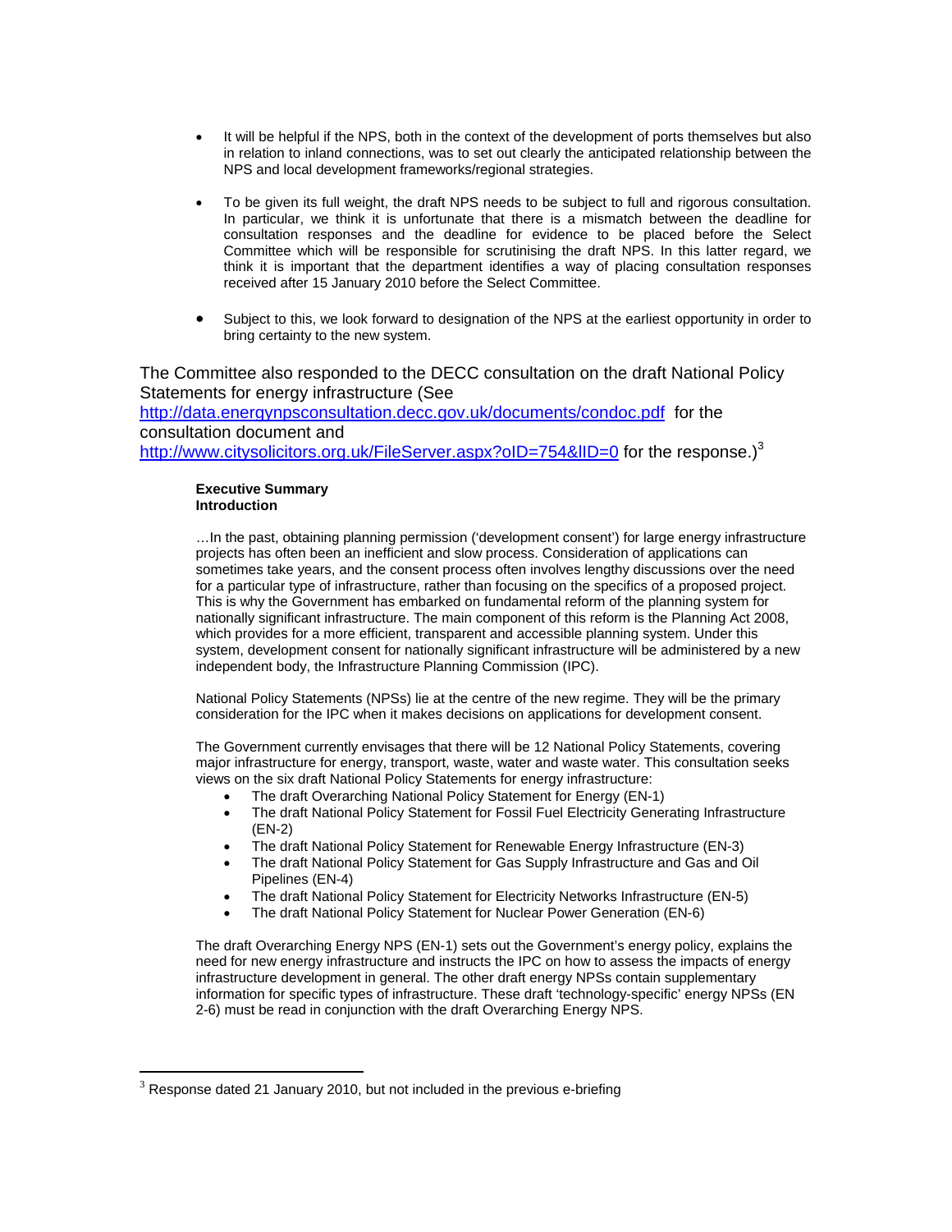- It will be helpful if the NPS, both in the context of the development of ports themselves but also in relation to inland connections, was to set out clearly the anticipated relationship between the NPS and local development frameworks/regional strategies.

- To be given its full weight, the draft NPS needs to be subject to full and rigorous consultation. In particular, we think it is unfortunate that there is a mismatch between the deadline for consultation responses and the deadline for evidence to be placed before the Select Committee which will be responsible for scrutinising the draft NPS. In this latter regard, we think it is important that the department identifies a way of placing consultation responses received after 15 January 2010 before the Select Committee.

- Subject to this, we look forward to designation of the NPS at the earliest opportunity in order to bring certainty to the new system.

The Committee also responded to the DECC consultation on the draft National Policy Statements for energy infrastructure (See http://data.energynpsconsultation.decc.gov.uk/documents/condoc.pdf for the consultation document and http://www.citysolicitors.org.uk/FileServer.aspx?oID=754&lID=0 for the response.)[3]

**Executive Summary**
**Introduction**

…In the past, obtaining planning permission ('development consent') for large energy infrastructure projects has often been an inefficient and slow process. Consideration of applications can sometimes take years, and the consent process often involves lengthy discussions over the need for a particular type of infrastructure, rather than focusing on the specifics of a proposed project. This is why the Government has embarked on fundamental reform of the planning system for nationally significant infrastructure. The main component of this reform is the Planning Act 2008, which provides for a more efficient, transparent and accessible planning system. Under this system, development consent for nationally significant infrastructure will be administered by a new independent body, the Infrastructure Planning Commission (IPC).

National Policy Statements (NPSs) lie at the centre of the new regime. They will be the primary consideration for the IPC when it makes decisions on applications for development consent.

The Government currently envisages that there will be 12 National Policy Statements, covering major infrastructure for energy, transport, waste, water and waste water. This consultation seeks views on the six draft National Policy Statements for energy infrastructure:

- The draft Overarching National Policy Statement for Energy (EN-1)
- The draft National Policy Statement for Fossil Fuel Electricity Generating Infrastructure (EN-2)
- The draft National Policy Statement for Renewable Energy Infrastructure (EN-3)
- The draft National Policy Statement for Gas Supply Infrastructure and Gas and Oil Pipelines (EN-4)
- The draft National Policy Statement for Electricity Networks Infrastructure (EN-5)
- The draft National Policy Statement for Nuclear Power Generation (EN-6)

The draft Overarching Energy NPS (EN-1) sets out the Government's energy policy, explains the need for new energy infrastructure and instructs the IPC on how to assess the impacts of energy infrastructure development in general. The other draft energy NPSs contain supplementary information for specific types of infrastructure. These draft 'technology-specific' energy NPSs (EN 2-6) must be read in conjunction with the draft Overarching Energy NPS.

[3] Response dated 21 January 2010, but not included in the previous e-briefing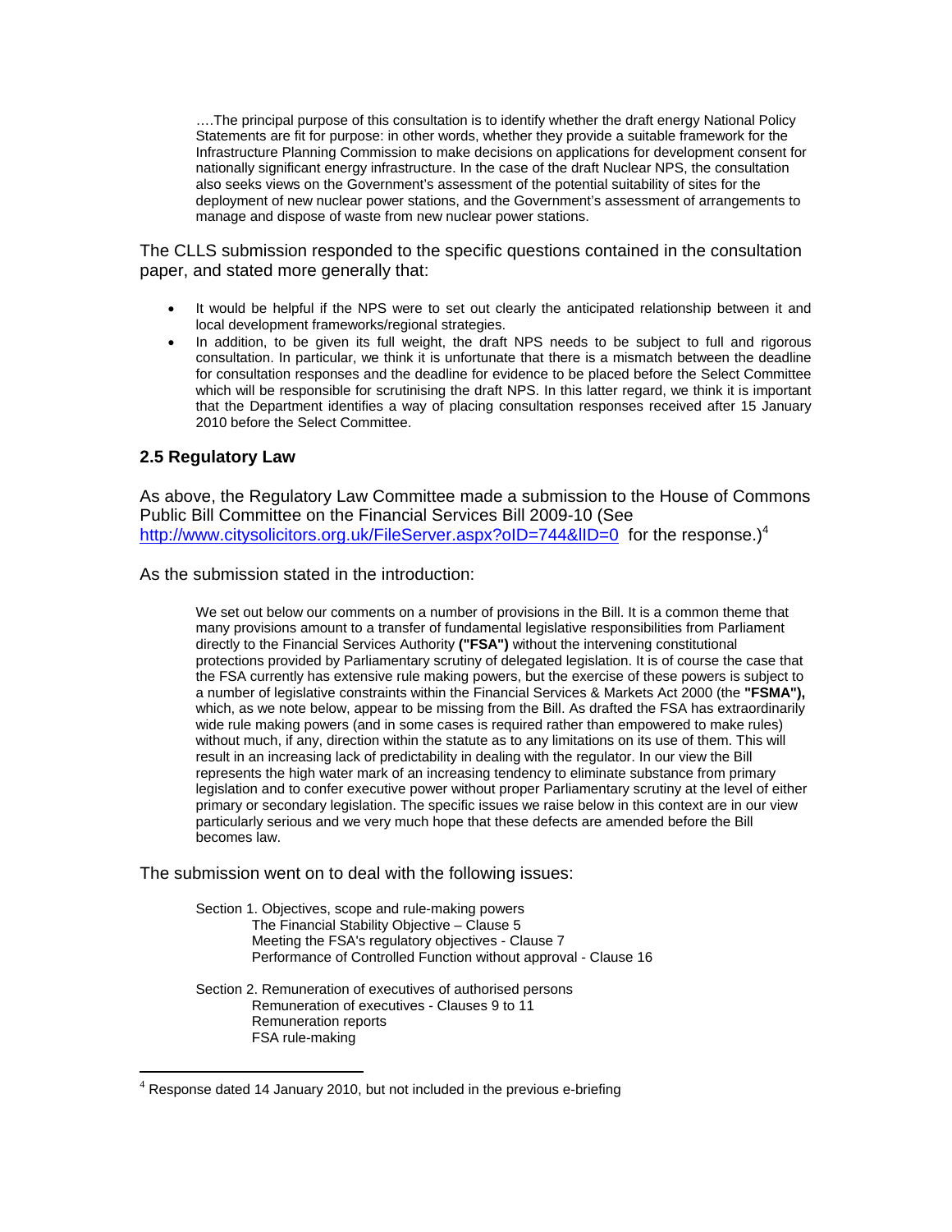> ….The principal purpose of this consultation is to identify whether the draft energy National Policy Statements are fit for purpose: in other words, whether they provide a suitable framework for the Infrastructure Planning Commission to make decisions on applications for development consent for nationally significant energy infrastructure. In the case of the draft Nuclear NPS, the consultation also seeks views on the Government's assessment of the potential suitability of sites for the deployment of new nuclear power stations, and the Government's assessment of arrangements to manage and dispose of waste from new nuclear power stations.

The CLLS submission responded to the specific questions contained in the consultation paper, and stated more generally that:

- It would be helpful if the NPS were to set out clearly the anticipated relationship between it and local development frameworks/regional strategies.
- In addition, to be given its full weight, the draft NPS needs to be subject to full and rigorous consultation. In particular, we think it is unfortunate that there is a mismatch between the deadline for consultation responses and the deadline for evidence to be placed before the Select Committee which will be responsible for scrutinising the draft NPS. In this latter regard, we think it is important that the Department identifies a way of placing consultation responses received after 15 January 2010 before the Select Committee.

### 2.5 Regulatory Law

As above, the Regulatory Law Committee made a submission to the House of Commons Public Bill Committee on the Financial Services Bill 2009-10 (See http://www.citysolicitors.org.uk/FileServer.aspx?oID=744&lID=0 for the response.)[4]

As the submission stated in the introduction:

> We set out below our comments on a number of provisions in the Bill. It is a common theme that many provisions amount to a transfer of fundamental legislative responsibilities from Parliament directly to the Financial Services Authority **("FSA")** without the intervening constitutional protections provided by Parliamentary scrutiny of delegated legislation. It is of course the case that the FSA currently has extensive rule making powers, but the exercise of these powers is subject to a number of legislative constraints within the Financial Services & Markets Act 2000 (the **"FSMA"),** which, as we note below, appear to be missing from the Bill. As drafted the FSA has extraordinarily wide rule making powers (and in some cases is required rather than empowered to make rules) without much, if any, direction within the statute as to any limitations on its use of them. This will result in an increasing lack of predictability in dealing with the regulator. In our view the Bill represents the high water mark of an increasing tendency to eliminate substance from primary legislation and to confer executive power without proper Parliamentary scrutiny at the level of either primary or secondary legislation. The specific issues we raise below in this context are in our view particularly serious and we very much hope that these defects are amended before the Bill becomes law.

The submission went on to deal with the following issues:

- Section 1. Objectives, scope and rule-making powers
  - The Financial Stability Objective – Clause 5
  - Meeting the FSA's regulatory objectives - Clause 7
  - Performance of Controlled Function without approval - Clause 16
- Section 2. Remuneration of executives of authorised persons
  - Remuneration of executives - Clauses 9 to 11
  - Remuneration reports
  - FSA rule-making

[4] Response dated 14 January 2010, but not included in the previous e-briefing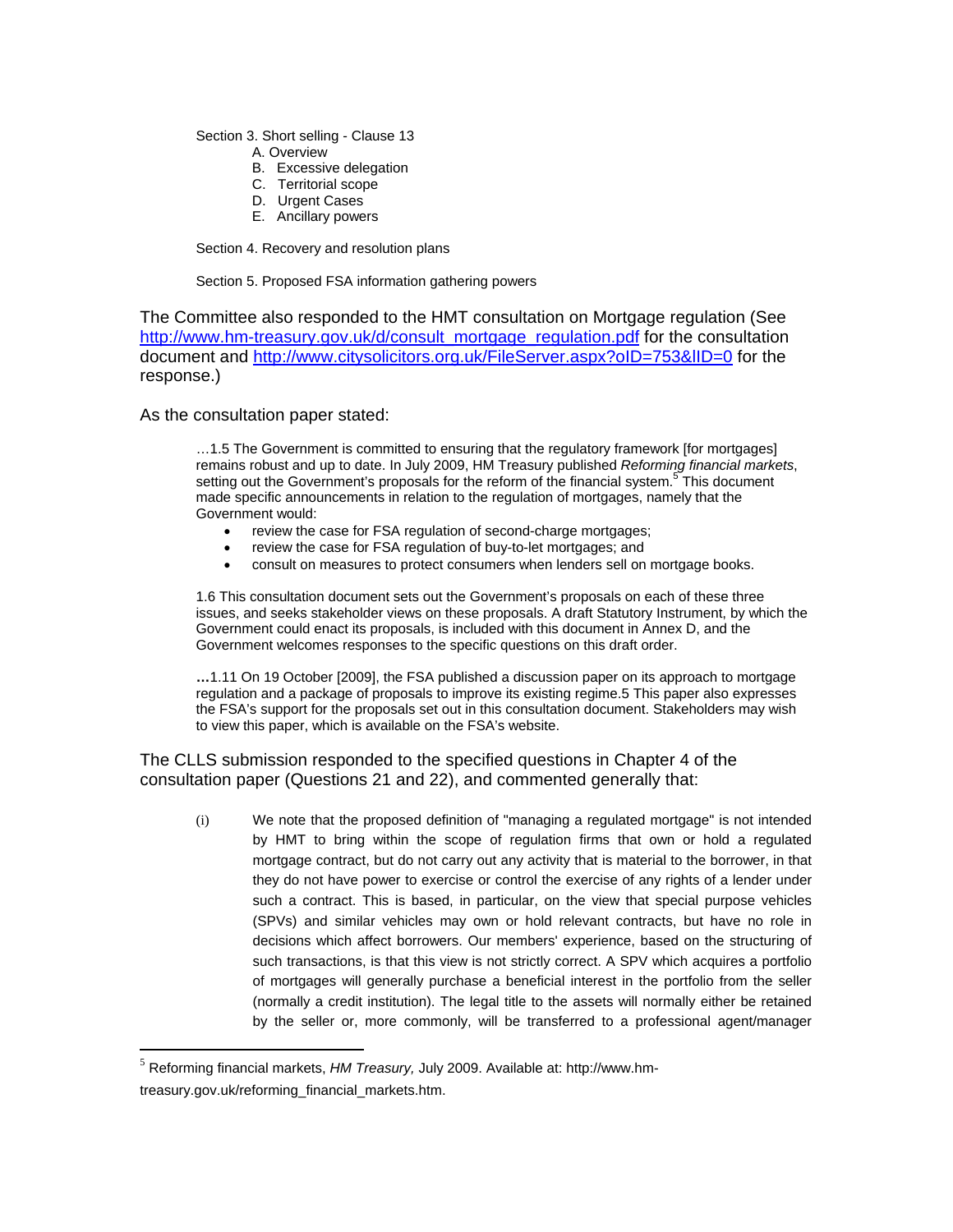Section 3. Short selling - Clause 13

- A. Overview
- B. Excessive delegation
- C. Territorial scope
- D. Urgent Cases
- E. Ancillary powers

Section 4. Recovery and resolution plans

Section 5. Proposed FSA information gathering powers

The Committee also responded to the HMT consultation on Mortgage regulation (See http://www.hm-treasury.gov.uk/d/consult_mortgage_regulation.pdf for the consultation document and http://www.citysolicitors.org.uk/FileServer.aspx?oID=753&lID=0 for the response.)

As the consultation paper stated:

> …1.5 The Government is committed to ensuring that the regulatory framework [for mortgages] remains robust and up to date. In July 2009, HM Treasury published *Reforming financial markets*, setting out the Government's proposals for the reform of the financial system.[5] This document made specific announcements in relation to the regulation of mortgages, namely that the Government would:
>
> - review the case for FSA regulation of second-charge mortgages;
> - review the case for FSA regulation of buy-to-let mortgages; and
> - consult on measures to protect consumers when lenders sell on mortgage books.
>
> 1.6 This consultation document sets out the Government's proposals on each of these three issues, and seeks stakeholder views on these proposals. A draft Statutory Instrument, by which the Government could enact its proposals, is included with this document in Annex D, and the Government welcomes responses to the specific questions on this draft order.
>
> **…**1.11 On 19 October [2009], the FSA published a discussion paper on its approach to mortgage regulation and a package of proposals to improve its existing regime.5 This paper also expresses the FSA's support for the proposals set out in this consultation document. Stakeholders may wish to view this paper, which is available on the FSA's website.

The CLLS submission responded to the specified questions in Chapter 4 of the consultation paper (Questions 21 and 22), and commented generally that:

(i) We note that the proposed definition of "managing a regulated mortgage" is not intended by HMT to bring within the scope of regulation firms that own or hold a regulated mortgage contract, but do not carry out any activity that is material to the borrower, in that they do not have power to exercise or control the exercise of any rights of a lender under such a contract. This is based, in particular, on the view that special purpose vehicles (SPVs) and similar vehicles may own or hold relevant contracts, but have no role in decisions which affect borrowers. Our members' experience, based on the structuring of such transactions, is that this view is not strictly correct. A SPV which acquires a portfolio of mortgages will generally purchase a beneficial interest in the portfolio from the seller (normally a credit institution). The legal title to the assets will normally either be retained by the seller or, more commonly, will be transferred to a professional agent/manager

[5] Reforming financial markets, *HM Treasury,* July 2009. Available at: http://www.hm-treasury.gov.uk/reforming_financial_markets.htm.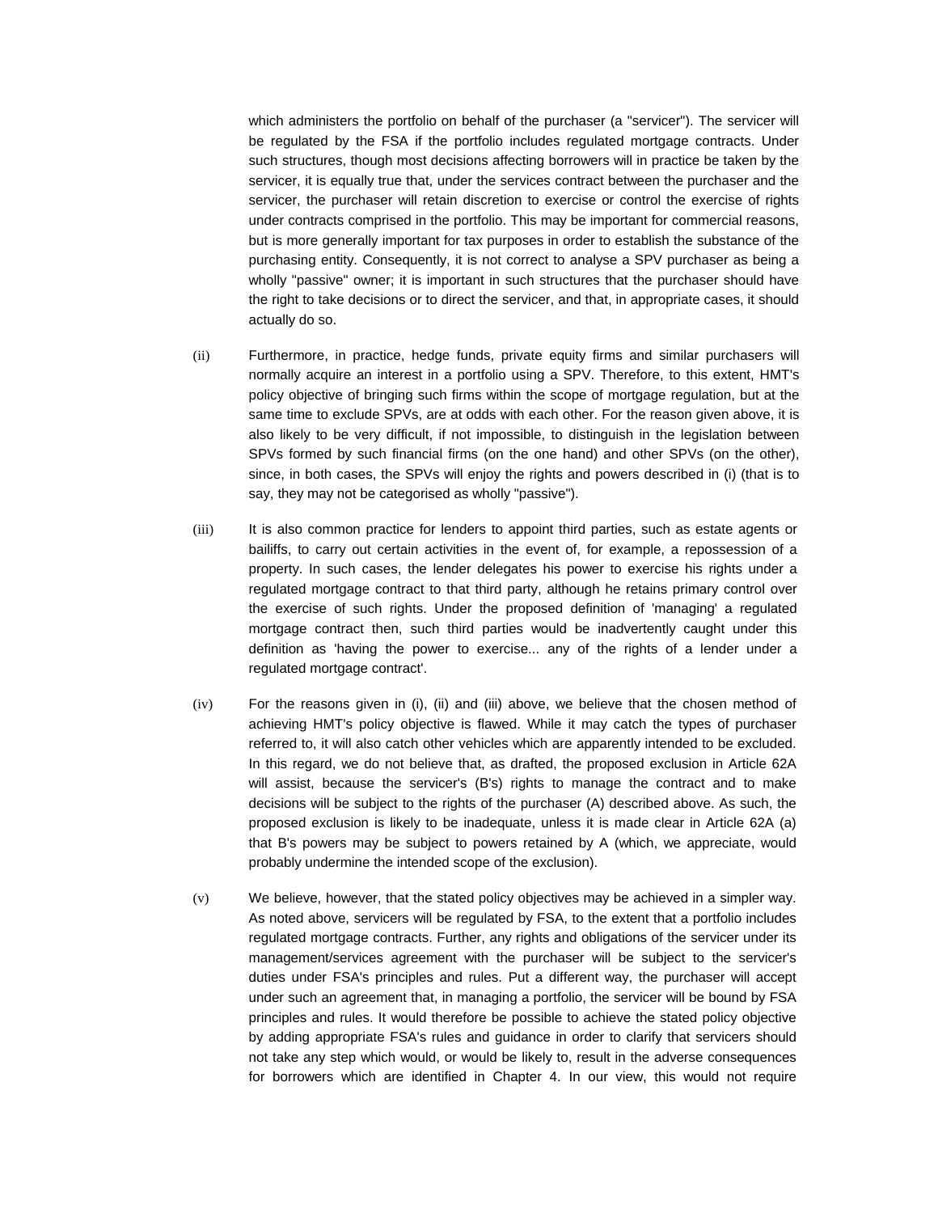which administers the portfolio on behalf of the purchaser (a "servicer"). The servicer will be regulated by the FSA if the portfolio includes regulated mortgage contracts. Under such structures, though most decisions affecting borrowers will in practice be taken by the servicer, it is equally true that, under the services contract between the purchaser and the servicer, the purchaser will retain discretion to exercise or control the exercise of rights under contracts comprised in the portfolio. This may be important for commercial reasons, but is more generally important for tax purposes in order to establish the substance of the purchasing entity. Consequently, it is not correct to analyse a SPV purchaser as being a wholly "passive" owner; it is important in such structures that the purchaser should have the right to take decisions or to direct the servicer, and that, in appropriate cases, it should actually do so.

(ii) Furthermore, in practice, hedge funds, private equity firms and similar purchasers will normally acquire an interest in a portfolio using a SPV. Therefore, to this extent, HMT's policy objective of bringing such firms within the scope of mortgage regulation, but at the same time to exclude SPVs, are at odds with each other. For the reason given above, it is also likely to be very difficult, if not impossible, to distinguish in the legislation between SPVs formed by such financial firms (on the one hand) and other SPVs (on the other), since, in both cases, the SPVs will enjoy the rights and powers described in (i) (that is to say, they may not be categorised as wholly "passive").

(iii) It is also common practice for lenders to appoint third parties, such as estate agents or bailiffs, to carry out certain activities in the event of, for example, a repossession of a property. In such cases, the lender delegates his power to exercise his rights under a regulated mortgage contract to that third party, although he retains primary control over the exercise of such rights. Under the proposed definition of 'managing' a regulated mortgage contract then, such third parties would be inadvertently caught under this definition as 'having the power to exercise... any of the rights of a lender under a regulated mortgage contract'.

(iv) For the reasons given in (i), (ii) and (iii) above, we believe that the chosen method of achieving HMT's policy objective is flawed. While it may catch the types of purchaser referred to, it will also catch other vehicles which are apparently intended to be excluded. In this regard, we do not believe that, as drafted, the proposed exclusion in Article 62A will assist, because the servicer's (B's) rights to manage the contract and to make decisions will be subject to the rights of the purchaser (A) described above. As such, the proposed exclusion is likely to be inadequate, unless it is made clear in Article 62A (a) that B's powers may be subject to powers retained by A (which, we appreciate, would probably undermine the intended scope of the exclusion).

(v) We believe, however, that the stated policy objectives may be achieved in a simpler way. As noted above, servicers will be regulated by FSA, to the extent that a portfolio includes regulated mortgage contracts. Further, any rights and obligations of the servicer under its management/services agreement with the purchaser will be subject to the servicer's duties under FSA's principles and rules. Put a different way, the purchaser will accept under such an agreement that, in managing a portfolio, the servicer will be bound by FSA principles and rules. It would therefore be possible to achieve the stated policy objective by adding appropriate FSA's rules and guidance in order to clarify that servicers should not take any step which would, or would be likely to, result in the adverse consequences for borrowers which are identified in Chapter 4. In our view, this would not require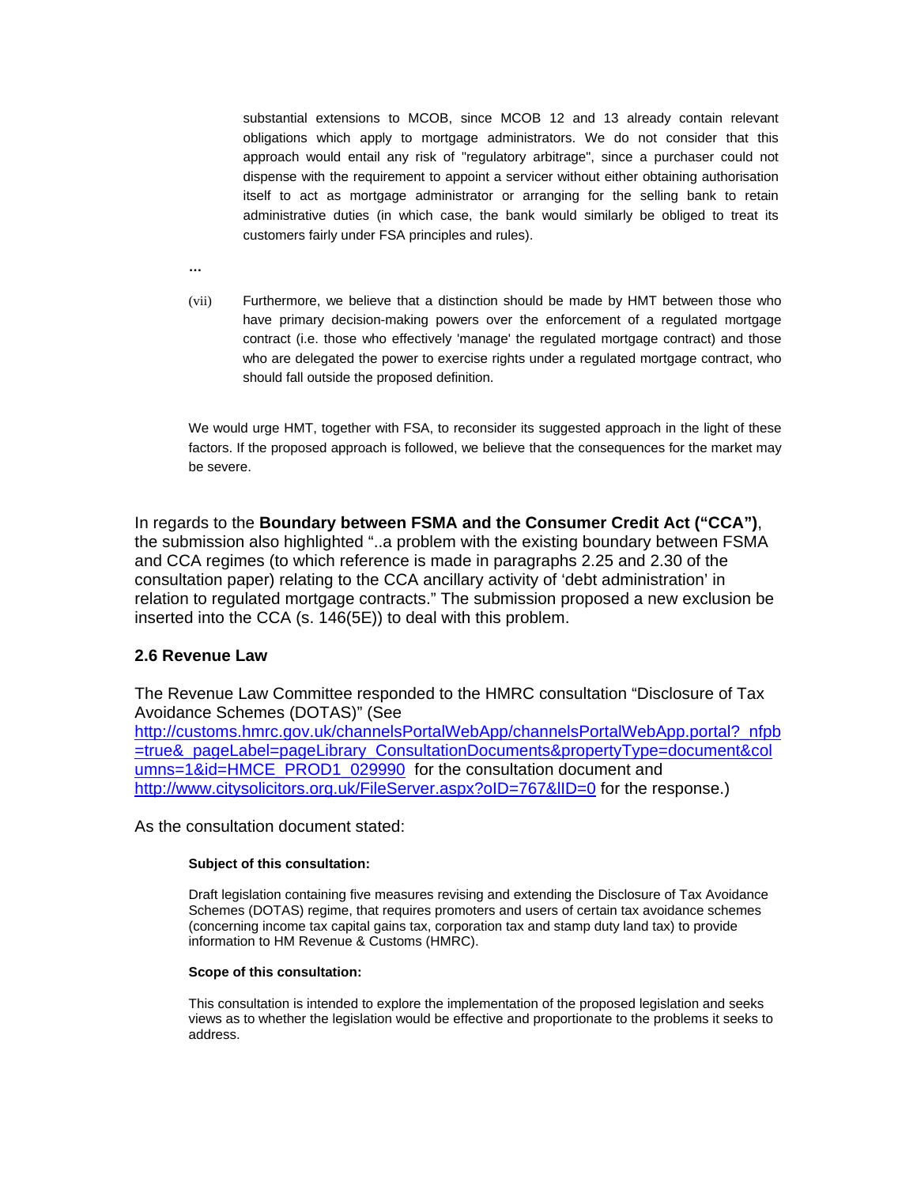> substantial extensions to MCOB, since MCOB 12 and 13 already contain relevant obligations which apply to mortgage administrators. We do not consider that this approach would entail any risk of "regulatory arbitrage", since a purchaser could not dispense with the requirement to appoint a servicer without either obtaining authorisation itself to act as mortgage administrator or arranging for the selling bank to retain administrative duties (in which case, the bank would similarly be obliged to treat its customers fairly under FSA principles and rules).
>
> …
>
> (vii) Furthermore, we believe that a distinction should be made by HMT between those who have primary decision-making powers over the enforcement of a regulated mortgage contract (i.e. those who effectively 'manage' the regulated mortgage contract) and those who are delegated the power to exercise rights under a regulated mortgage contract, who should fall outside the proposed definition.
>
> We would urge HMT, together with FSA, to reconsider its suggested approach in the light of these factors. If the proposed approach is followed, we believe that the consequences for the market may be severe.

In regards to the **Boundary between FSMA and the Consumer Credit Act ("CCA")**, the submission also highlighted "..a problem with the existing boundary between FSMA and CCA regimes (to which reference is made in paragraphs 2.25 and 2.30 of the consultation paper) relating to the CCA ancillary activity of 'debt administration' in relation to regulated mortgage contracts." The submission proposed a new exclusion be inserted into the CCA (s. 146(5E)) to deal with this problem.

### 2.6 Revenue Law

The Revenue Law Committee responded to the HMRC consultation "Disclosure of Tax Avoidance Schemes (DOTAS)" (See http://customs.hmrc.gov.uk/channelsPortalWebApp/channelsPortalWebApp.portal?_nfpb=true&_pageLabel=pageLibrary_ConsultationDocuments&propertyType=document&columns=1&id=HMCE_PROD1_029990 for the consultation document and http://www.citysolicitors.org.uk/FileServer.aspx?oID=767&lID=0 for the response.)

As the consultation document stated:

> **Subject of this consultation:**
>
> Draft legislation containing five measures revising and extending the Disclosure of Tax Avoidance Schemes (DOTAS) regime, that requires promoters and users of certain tax avoidance schemes (concerning income tax capital gains tax, corporation tax and stamp duty land tax) to provide information to HM Revenue & Customs (HMRC).
>
> **Scope of this consultation:**
>
> This consultation is intended to explore the implementation of the proposed legislation and seeks views as to whether the legislation would be effective and proportionate to the problems it seeks to address.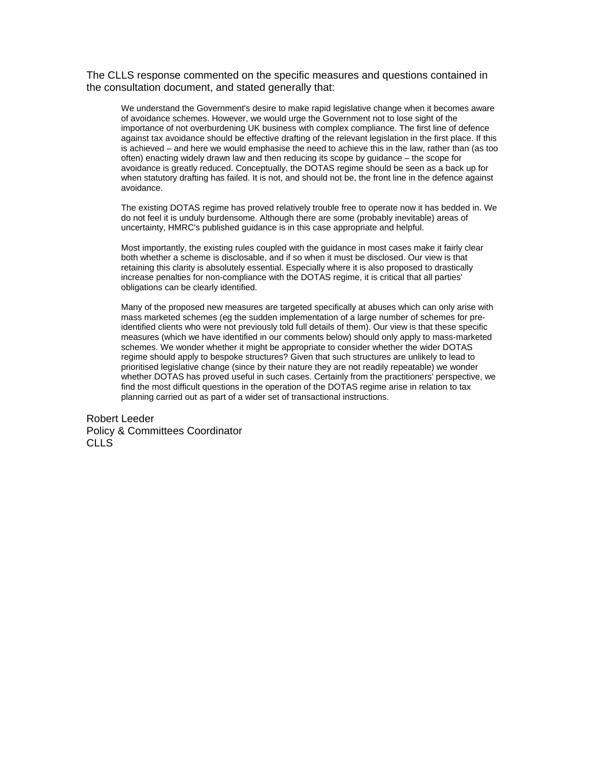The CLLS response commented on the specific measures and questions contained in the consultation document, and stated generally that:

> We understand the Government's desire to make rapid legislative change when it becomes aware of avoidance schemes. However, we would urge the Government not to lose sight of the importance of not overburdening UK business with complex compliance. The first line of defence against tax avoidance should be effective drafting of the relevant legislation in the first place. If this is achieved – and here we would emphasise the need to achieve this in the law, rather than (as too often) enacting widely drawn law and then reducing its scope by guidance – the scope for avoidance is greatly reduced. Conceptually, the DOTAS regime should be seen as a back up for when statutory drafting has failed. It is not, and should not be, the front line in the defence against avoidance.
>
> The existing DOTAS regime has proved relatively trouble free to operate now it has bedded in. We do not feel it is unduly burdensome. Although there are some (probably inevitable) areas of uncertainty, HMRC's published guidance is in this case appropriate and helpful.
>
> Most importantly, the existing rules coupled with the guidance in most cases make it fairly clear both whether a scheme is disclosable, and if so when it must be disclosed. Our view is that retaining this clarity is absolutely essential. Especially where it is also proposed to drastically increase penalties for non-compliance with the DOTAS regime, it is critical that all parties' obligations can be clearly identified.
>
> Many of the proposed new measures are targeted specifically at abuses which can only arise with mass marketed schemes (eg the sudden implementation of a large number of schemes for pre-identified clients who were not previously told full details of them). Our view is that these specific measures (which we have identified in our comments below) should only apply to mass-marketed schemes. We wonder whether it might be appropriate to consider whether the wider DOTAS regime should apply to bespoke structures? Given that such structures are unlikely to lead to prioritised legislative change (since by their nature they are not readily repeatable) we wonder whether DOTAS has proved useful in such cases. Certainly from the practitioners' perspective, we find the most difficult questions in the operation of the DOTAS regime arise in relation to tax planning carried out as part of a wider set of transactional instructions.

Robert Leeder
Policy & Committees Coordinator
CLLS